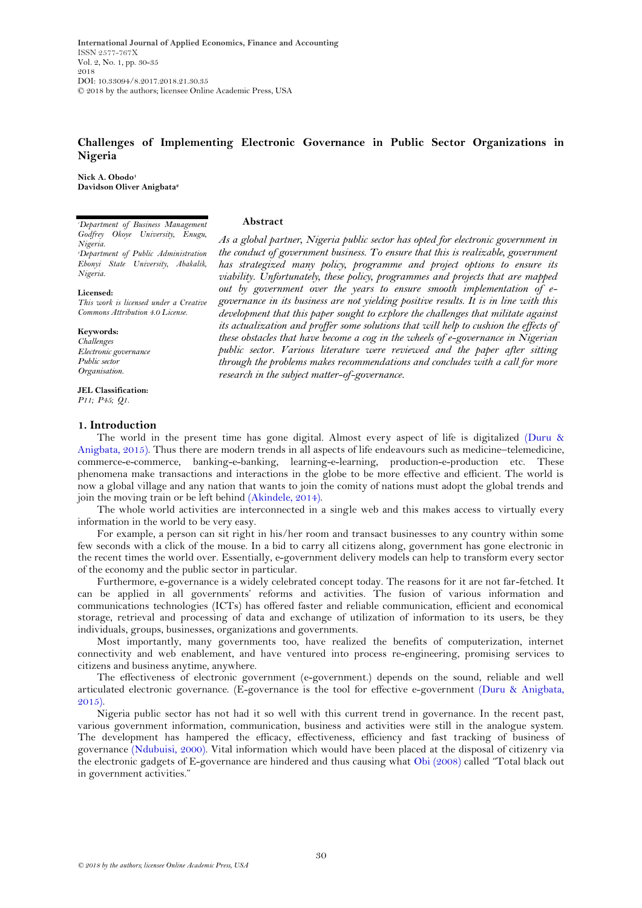International Journal of Applied Economics, Finance and Accounting
ISSN 2577-767X
Vol. 2, No. 1, pp. 30-35
2018
DOI: 10.33094/8.2017.2018.21.30.35
© 2018 by the authors; licensee Online Academic Press, USA

# Challenges of Implementing Electronic Governance in Public Sector Organizations in Nigeria

**Nick A. Obodo[1]**
**Davidson Oliver Anigbata[2]**

*[1]Department of Business Management Godfrey Okoye University, Enugu, Nigeria.*
*[2]Department of Public Administration Ebonyi State University, Abakalik, Nigeria.*

**Licensed:**
*This work is licensed under a Creative Commons Attribution 4.0 License.*

**Keywords:**
*Challenges*
*Electronic governance*
*Public sector*
*Organisation.*

**JEL Classification:**
*P11; P45; Q1.*

**Abstract**

*As a global partner, Nigeria public sector has opted for electronic government in the conduct of government business. To ensure that this is realizable, government has strategized many policy, programme and project options to ensure its viability. Unfortunately, these policy, programmes and projects that are mapped out by government over the years to ensure smooth implementation of e-governance in its business are not yielding positive results. It is in line with this development that this paper sought to explore the challenges that militate against its actualization and proffer some solutions that will help to cushion the effects of these obstacles that have become a cog in the wheels of e-governance in Nigerian public sector. Various literature were reviewed and the paper after sitting through the problems makes recommendations and concludes with a call for more research in the subject matter-of-governance.*

## 1. Introduction

The world in the present time has gone digital. Almost every aspect of life is digitalized (Duru & Anigbata, 2015). Thus there are modern trends in all aspects of life endeavours such as medicine–telemedicine, commerce-e-commerce, banking-e-banking, learning-e-learning, production-e-production etc. These phenomena make transactions and interactions in the globe to be more effective and efficient. The world is now a global village and any nation that wants to join the comity of nations must adopt the global trends and join the moving train or be left behind (Akindele, 2014).

The whole world activities are interconnected in a single web and this makes access to virtually every information in the world to be very easy.

For example, a person can sit right in his/her room and transact businesses to any country within some few seconds with a click of the mouse. In a bid to carry all citizens along, government has gone electronic in the recent times the world over. Essentially, e-government delivery models can help to transform every sector of the economy and the public sector in particular.

Furthermore, e-governance is a widely celebrated concept today. The reasons for it are not far-fetched. It can be applied in all governments' reforms and activities. The fusion of various information and communications technologies (ICTs) has offered faster and reliable communication, efficient and economical storage, retrieval and processing of data and exchange of utilization of information to its users, be they individuals, groups, businesses, organizations and governments.

Most importantly, many governments too, have realized the benefits of computerization, internet connectivity and web enablement, and have ventured into process re-engineering, promising services to citizens and business anytime, anywhere.

The effectiveness of electronic government (e-government.) depends on the sound, reliable and well articulated electronic governance. (E-governance is the tool for effective e-government (Duru & Anigbata, 2015).

Nigeria public sector has not had it so well with this current trend in governance. In the recent past, various government information, communication, business and activities were still in the analogue system. The development has hampered the efficacy, effectiveness, efficiency and fast tracking of business of governance (Ndubuisi, 2000). Vital information which would have been placed at the disposal of citizenry via the electronic gadgets of E-governance are hindered and thus causing what Obi (2008) called "Total black out in government activities."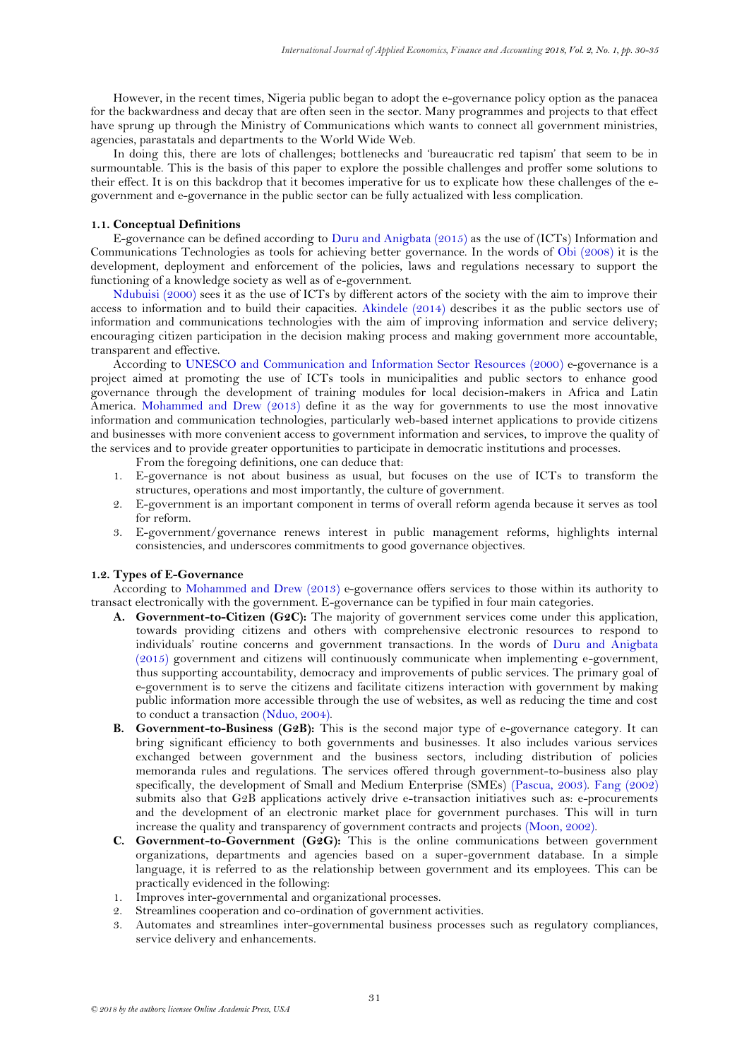However, in the recent times, Nigeria public began to adopt the e-governance policy option as the panacea for the backwardness and decay that are often seen in the sector. Many programmes and projects to that effect have sprung up through the Ministry of Communications which wants to connect all government ministries, agencies, parastatals and departments to the World Wide Web.

In doing this, there are lots of challenges; bottlenecks and 'bureaucratic red tapism' that seem to be in surmountable. This is the basis of this paper to explore the possible challenges and proffer some solutions to their effect. It is on this backdrop that it becomes imperative for us to explicate how these challenges of the e-government and e-governance in the public sector can be fully actualized with less complication.

### 1.1. Conceptual Definitions

E-governance can be defined according to Duru and Anigbata (2015) as the use of (ICTs) Information and Communications Technologies as tools for achieving better governance. In the words of Obi (2008) it is the development, deployment and enforcement of the policies, laws and regulations necessary to support the functioning of a knowledge society as well as of e-government.

Ndubuisi (2000) sees it as the use of ICTs by different actors of the society with the aim to improve their access to information and to build their capacities. Akindele (2014) describes it as the public sectors use of information and communications technologies with the aim of improving information and service delivery; encouraging citizen participation in the decision making process and making government more accountable, transparent and effective.

According to UNESCO and Communication and Information Sector Resources (2000) e-governance is a project aimed at promoting the use of ICTs tools in municipalities and public sectors to enhance good governance through the development of training modules for local decision-makers in Africa and Latin America. Mohammed and Drew (2013) define it as the way for governments to use the most innovative information and communication technologies, particularly web-based internet applications to provide citizens and businesses with more convenient access to government information and services, to improve the quality of the services and to provide greater opportunities to participate in democratic institutions and processes.

From the foregoing definitions, one can deduce that:

1. E-governance is not about business as usual, but focuses on the use of ICTs to transform the structures, operations and most importantly, the culture of government.
2. E-government is an important component in terms of overall reform agenda because it serves as tool for reform.
3. E-government/governance renews interest in public management reforms, highlights internal consistencies, and underscores commitments to good governance objectives.

### 1.2. Types of E-Governance

According to Mohammed and Drew (2013) e-governance offers services to those within its authority to transact electronically with the government. E-governance can be typified in four main categories.

A. **Government-to-Citizen (G2C):** The majority of government services come under this application, towards providing citizens and others with comprehensive electronic resources to respond to individuals' routine concerns and government transactions. In the words of Duru and Anigbata (2015) government and citizens will continuously communicate when implementing e-government, thus supporting accountability, democracy and improvements of public services. The primary goal of e-government is to serve the citizens and facilitate citizens interaction with government by making public information more accessible through the use of websites, as well as reducing the time and cost to conduct a transaction (Nduo, 2004).

B. **Government-to-Business (G2B):** This is the second major type of e-governance category. It can bring significant efficiency to both governments and businesses. It also includes various services exchanged between government and the business sectors, including distribution of policies memoranda rules and regulations. The services offered through government-to-business also play specifically, the development of Small and Medium Enterprise (SMEs) (Pascua, 2003). Fang (2002) submits also that G2B applications actively drive e-transaction initiatives such as: e-procurements and the development of an electronic market place for government purchases. This will in turn increase the quality and transparency of government contracts and projects (Moon, 2002).

C. **Government-to-Government (G2G):** This is the online communications between government organizations, departments and agencies based on a super-government database. In a simple language, it is referred to as the relationship between government and its employees. This can be practically evidenced in the following:

1. Improves inter-governmental and organizational processes.
2. Streamlines cooperation and co-ordination of government activities.
3. Automates and streamlines inter-governmental business processes such as regulatory compliances, service delivery and enhancements.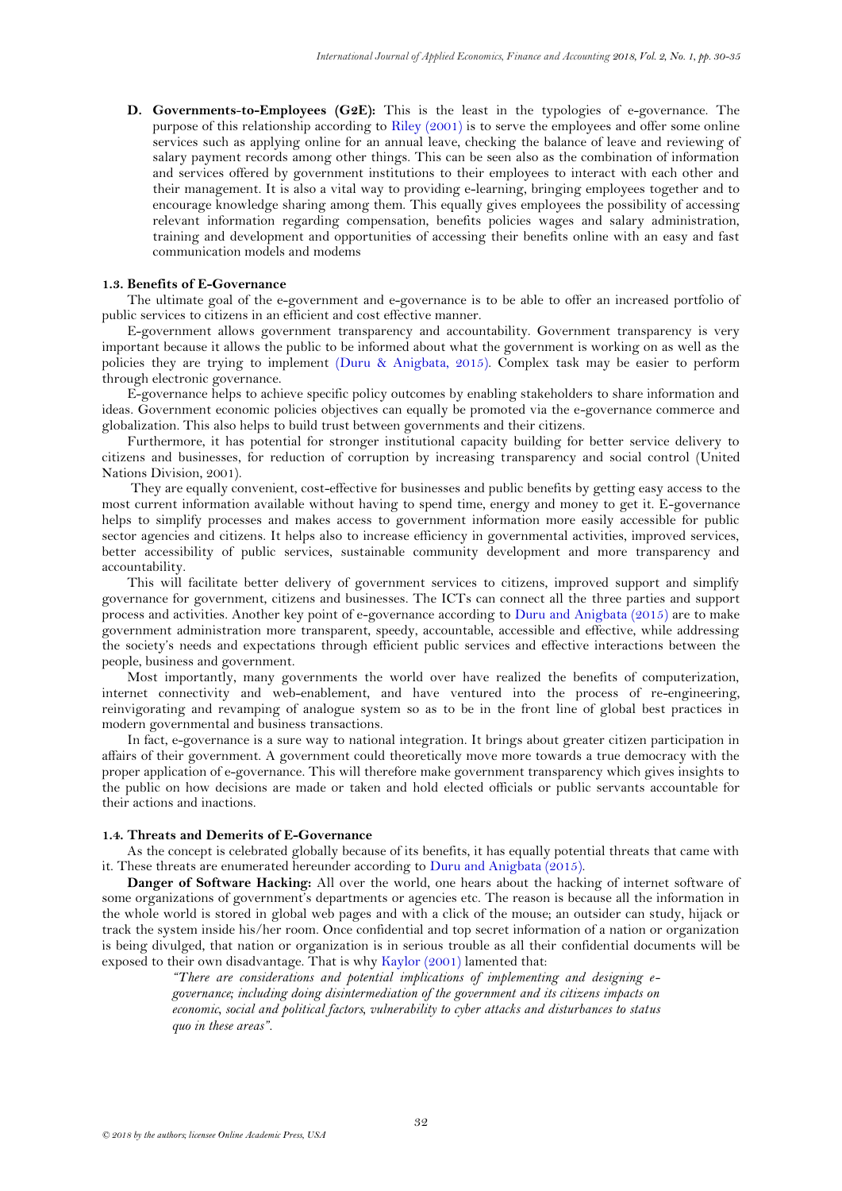**D. Governments-to-Employees (G2E):** This is the least in the typologies of e-governance. The purpose of this relationship according to Riley (2001) is to serve the employees and offer some online services such as applying online for an annual leave, checking the balance of leave and reviewing of salary payment records among other things. This can be seen also as the combination of information and services offered by government institutions to their employees to interact with each other and their management. It is also a vital way to providing e-learning, bringing employees together and to encourage knowledge sharing among them. This equally gives employees the possibility of accessing relevant information regarding compensation, benefits policies wages and salary administration, training and development and opportunities of accessing their benefits online with an easy and fast communication models and modems

### 1.3. Benefits of E-Governance

The ultimate goal of the e-government and e-governance is to be able to offer an increased portfolio of public services to citizens in an efficient and cost effective manner.

E-government allows government transparency and accountability. Government transparency is very important because it allows the public to be informed about what the government is working on as well as the policies they are trying to implement (Duru & Anigbata, 2015). Complex task may be easier to perform through electronic governance.

E-governance helps to achieve specific policy outcomes by enabling stakeholders to share information and ideas. Government economic policies objectives can equally be promoted via the e-governance commerce and globalization. This also helps to build trust between governments and their citizens.

Furthermore, it has potential for stronger institutional capacity building for better service delivery to citizens and businesses, for reduction of corruption by increasing transparency and social control (United Nations Division, 2001).

They are equally convenient, cost-effective for businesses and public benefits by getting easy access to the most current information available without having to spend time, energy and money to get it. E-governance helps to simplify processes and makes access to government information more easily accessible for public sector agencies and citizens. It helps also to increase efficiency in governmental activities, improved services, better accessibility of public services, sustainable community development and more transparency and accountability.

This will facilitate better delivery of government services to citizens, improved support and simplify governance for government, citizens and businesses. The ICTs can connect all the three parties and support process and activities. Another key point of e-governance according to Duru and Anigbata (2015) are to make government administration more transparent, speedy, accountable, accessible and effective, while addressing the society's needs and expectations through efficient public services and effective interactions between the people, business and government.

Most importantly, many governments the world over have realized the benefits of computerization, internet connectivity and web-enablement, and have ventured into the process of re-engineering, reinvigorating and revamping of analogue system so as to be in the front line of global best practices in modern governmental and business transactions.

In fact, e-governance is a sure way to national integration. It brings about greater citizen participation in affairs of their government. A government could theoretically move more towards a true democracy with the proper application of e-governance. This will therefore make government transparency which gives insights to the public on how decisions are made or taken and hold elected officials or public servants accountable for their actions and inactions.

### 1.4. Threats and Demerits of E-Governance

As the concept is celebrated globally because of its benefits, it has equally potential threats that came with it. These threats are enumerated hereunder according to Duru and Anigbata (2015).

**Danger of Software Hacking:** All over the world, one hears about the hacking of internet software of some organizations of government's departments or agencies etc. The reason is because all the information in the whole world is stored in global web pages and with a click of the mouse; an outsider can study, hijack or track the system inside his/her room. Once confidential and top secret information of a nation or organization is being divulged, that nation or organization is in serious trouble as all their confidential documents will be exposed to their own disadvantage. That is why Kaylor (2001) lamented that:

> *"There are considerations and potential implications of implementing and designing e-governance; including doing disintermediation of the government and its citizens impacts on economic, social and political factors, vulnerability to cyber attacks and disturbances to status quo in these areas".*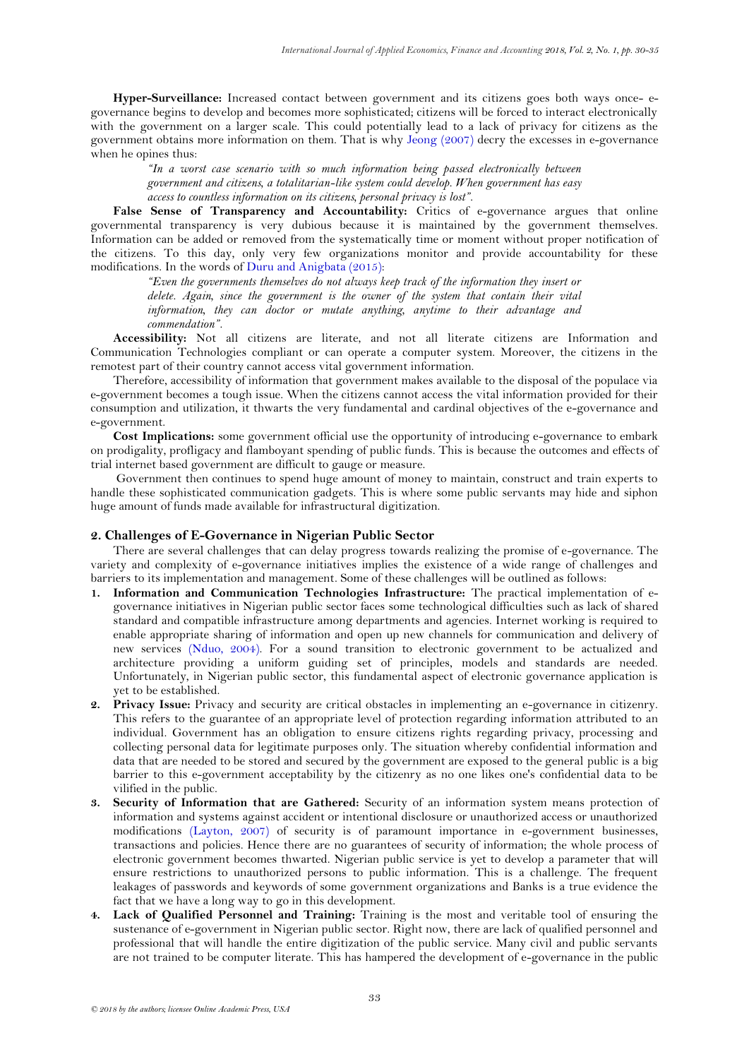**Hyper-Surveillance:** Increased contact between government and its citizens goes both ways once- e-governance begins to develop and becomes more sophisticated; citizens will be forced to interact electronically with the government on a larger scale. This could potentially lead to a lack of privacy for citizens as the government obtains more information on them. That is why Jeong (2007) decry the excesses in e-governance when he opines thus:

> *"In a worst case scenario with so much information being passed electronically between government and citizens, a totalitarian-like system could develop. When government has easy access to countless information on its citizens, personal privacy is lost".*

**False Sense of Transparency and Accountability:** Critics of e-governance argues that online governmental transparency is very dubious because it is maintained by the government themselves. Information can be added or removed from the systematically time or moment without proper notification of the citizens. To this day, only very few organizations monitor and provide accountability for these modifications. In the words of Duru and Anigbata (2015):

> *"Even the governments themselves do not always keep track of the information they insert or delete. Again, since the government is the owner of the system that contain their vital information, they can doctor or mutate anything, anytime to their advantage and commendation".*

**Accessibility:** Not all citizens are literate, and not all literate citizens are Information and Communication Technologies compliant or can operate a computer system. Moreover, the citizens in the remotest part of their country cannot access vital government information.

Therefore, accessibility of information that government makes available to the disposal of the populace via e-government becomes a tough issue. When the citizens cannot access the vital information provided for their consumption and utilization, it thwarts the very fundamental and cardinal objectives of the e-governance and e-government.

**Cost Implications:** some government official use the opportunity of introducing e-governance to embark on prodigality, profligacy and flamboyant spending of public funds. This is because the outcomes and effects of trial internet based government are difficult to gauge or measure.

Government then continues to spend huge amount of money to maintain, construct and train experts to handle these sophisticated communication gadgets. This is where some public servants may hide and siphon huge amount of funds made available for infrastructural digitization.

## 2. Challenges of E-Governance in Nigerian Public Sector

There are several challenges that can delay progress towards realizing the promise of e-governance. The variety and complexity of e-governance initiatives implies the existence of a wide range of challenges and barriers to its implementation and management. Some of these challenges will be outlined as follows:

1. **Information and Communication Technologies Infrastructure:** The practical implementation of e-governance initiatives in Nigerian public sector faces some technological difficulties such as lack of shared standard and compatible infrastructure among departments and agencies. Internet working is required to enable appropriate sharing of information and open up new channels for communication and delivery of new services (Nduo, 2004). For a sound transition to electronic government to be actualized and architecture providing a uniform guiding set of principles, models and standards are needed. Unfortunately, in Nigerian public sector, this fundamental aspect of electronic governance application is yet to be established.
2. **Privacy Issue:** Privacy and security are critical obstacles in implementing an e-governance in citizenry. This refers to the guarantee of an appropriate level of protection regarding information attributed to an individual. Government has an obligation to ensure citizens rights regarding privacy, processing and collecting personal data for legitimate purposes only. The situation whereby confidential information and data that are needed to be stored and secured by the government are exposed to the general public is a big barrier to this e-government acceptability by the citizenry as no one likes one's confidential data to be vilified in the public.
3. **Security of Information that are Gathered:** Security of an information system means protection of information and systems against accident or intentional disclosure or unauthorized access or unauthorized modifications (Layton, 2007) of security is of paramount importance in e-government businesses, transactions and policies. Hence there are no guarantees of security of information; the whole process of electronic government becomes thwarted. Nigerian public service is yet to develop a parameter that will ensure restrictions to unauthorized persons to public information. This is a challenge. The frequent leakages of passwords and keywords of some government organizations and Banks is a true evidence the fact that we have a long way to go in this development.
4. **Lack of Qualified Personnel and Training:** Training is the most and veritable tool of ensuring the sustenance of e-government in Nigerian public sector. Right now, there are lack of qualified personnel and professional that will handle the entire digitization of the public service. Many civil and public servants are not trained to be computer literate. This has hampered the development of e-governance in the public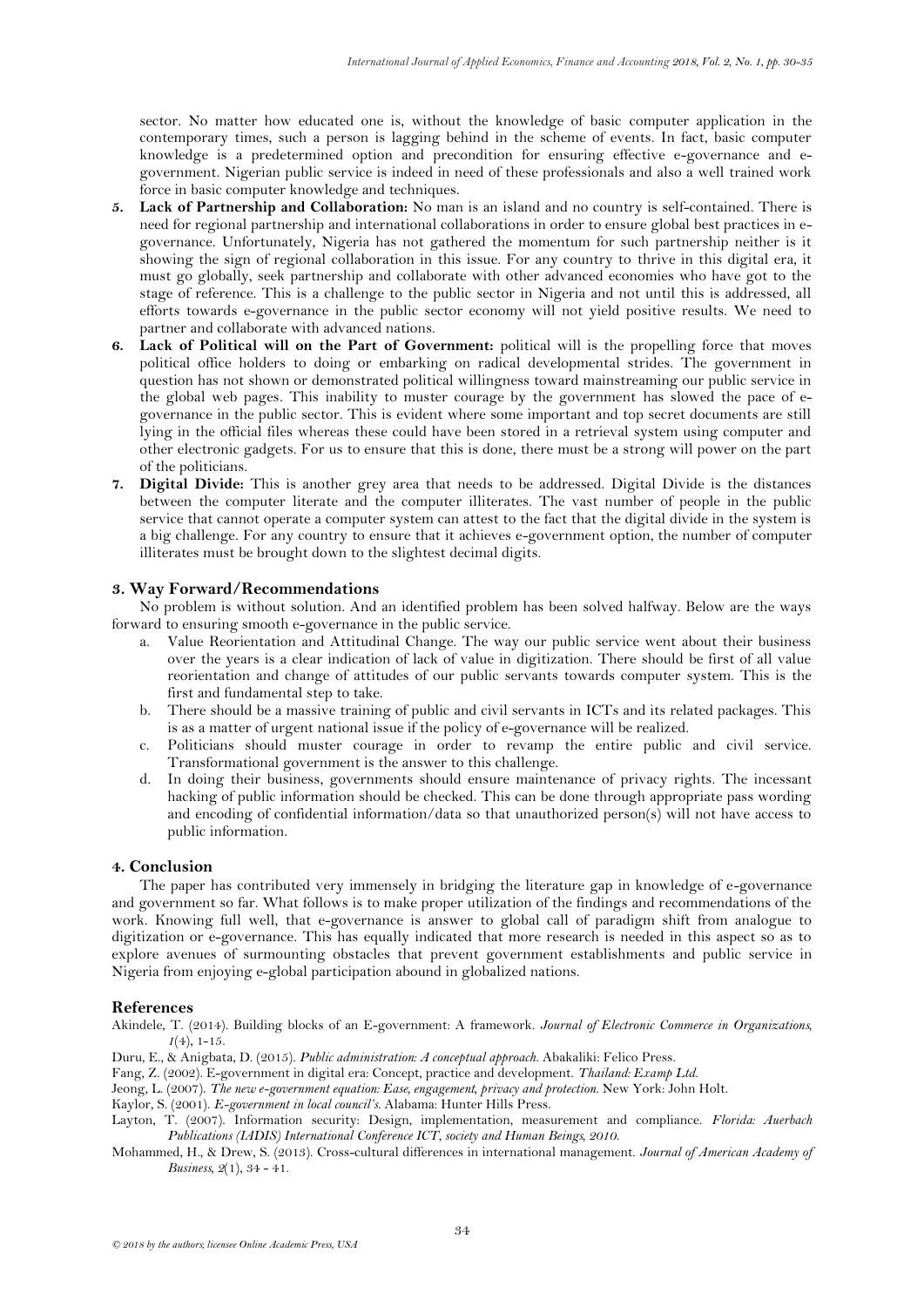sector. No matter how educated one is, without the knowledge of basic computer application in the contemporary times, such a person is lagging behind in the scheme of events. In fact, basic computer knowledge is a predetermined option and precondition for ensuring effective e-governance and e-government. Nigerian public service is indeed in need of these professionals and also a well trained work force in basic computer knowledge and techniques.

5. **Lack of Partnership and Collaboration:** No man is an island and no country is self-contained. There is need for regional partnership and international collaborations in order to ensure global best practices in e-governance. Unfortunately, Nigeria has not gathered the momentum for such partnership neither is it showing the sign of regional collaboration in this issue. For any country to thrive in this digital era, it must go globally, seek partnership and collaborate with other advanced economies who have got to the stage of reference. This is a challenge to the public sector in Nigeria and not until this is addressed, all efforts towards e-governance in the public sector economy will not yield positive results. We need to partner and collaborate with advanced nations.
6. **Lack of Political will on the Part of Government:** political will is the propelling force that moves political office holders to doing or embarking on radical developmental strides. The government in question has not shown or demonstrated political willingness toward mainstreaming our public service in the global web pages. This inability to muster courage by the government has slowed the pace of e-governance in the public sector. This is evident where some important and top secret documents are still lying in the official files whereas these could have been stored in a retrieval system using computer and other electronic gadgets. For us to ensure that this is done, there must be a strong will power on the part of the politicians.
7. **Digital Divide:** This is another grey area that needs to be addressed. Digital Divide is the distances between the computer literate and the computer illiterates. The vast number of people in the public service that cannot operate a computer system can attest to the fact that the digital divide in the system is a big challenge. For any country to ensure that it achieves e-government option, the number of computer illiterates must be brought down to the slightest decimal digits.

## 3. Way Forward/Recommendations

No problem is without solution. And an identified problem has been solved halfway. Below are the ways forward to ensuring smooth e-governance in the public service.

a. Value Reorientation and Attitudinal Change. The way our public service went about their business over the years is a clear indication of lack of value in digitization. There should be first of all value reorientation and change of attitudes of our public servants towards computer system. This is the first and fundamental step to take.
b. There should be a massive training of public and civil servants in ICTs and its related packages. This is as a matter of urgent national issue if the policy of e-governance will be realized.
c. Politicians should muster courage in order to revamp the entire public and civil service. Transformational government is the answer to this challenge.
d. In doing their business, governments should ensure maintenance of privacy rights. The incessant hacking of public information should be checked. This can be done through appropriate pass wording and encoding of confidential information/data so that unauthorized person(s) will not have access to public information.

## 4. Conclusion

The paper has contributed very immensely in bridging the literature gap in knowledge of e-governance and government so far. What follows is to make proper utilization of the findings and recommendations of the work. Knowing full well, that e-governance is answer to global call of paradigm shift from analogue to digitization or e-governance. This has equally indicated that more research is needed in this aspect so as to explore avenues of surmounting obstacles that prevent government establishments and public service in Nigeria from enjoying e-global participation abound in globalized nations.

## References

Akindele, T. (2014). Building blocks of an E-government: A framework. *Journal of Electronic Commerce in Organizations, 1*(4), 1-15.

Duru, E., & Anigbata, D. (2015). *Public administration: A conceptual approach*. Abakaliki: Felico Press.

Fang, Z. (2002). E-government in digital era: Concept, practice and development. *Thailand: Examp Ltd.*

Jeong, L. (2007). *The new e-government equation: Ease, engagement, privacy and protection*. New York: John Holt.

Kaylor, S. (2001). *E-government in local council's*. Alabama: Hunter Hills Press.

Layton, T. (2007). Information security: Design, implementation, measurement and compliance. *Florida: Auerbach Publications (IADIS) International Conference ICT, society and Human Beings, 2010.*

Mohammed, H., & Drew, S. (2013). Cross-cultural differences in international management. *Journal of American Academy of Business, 2*(1), 34 - 41.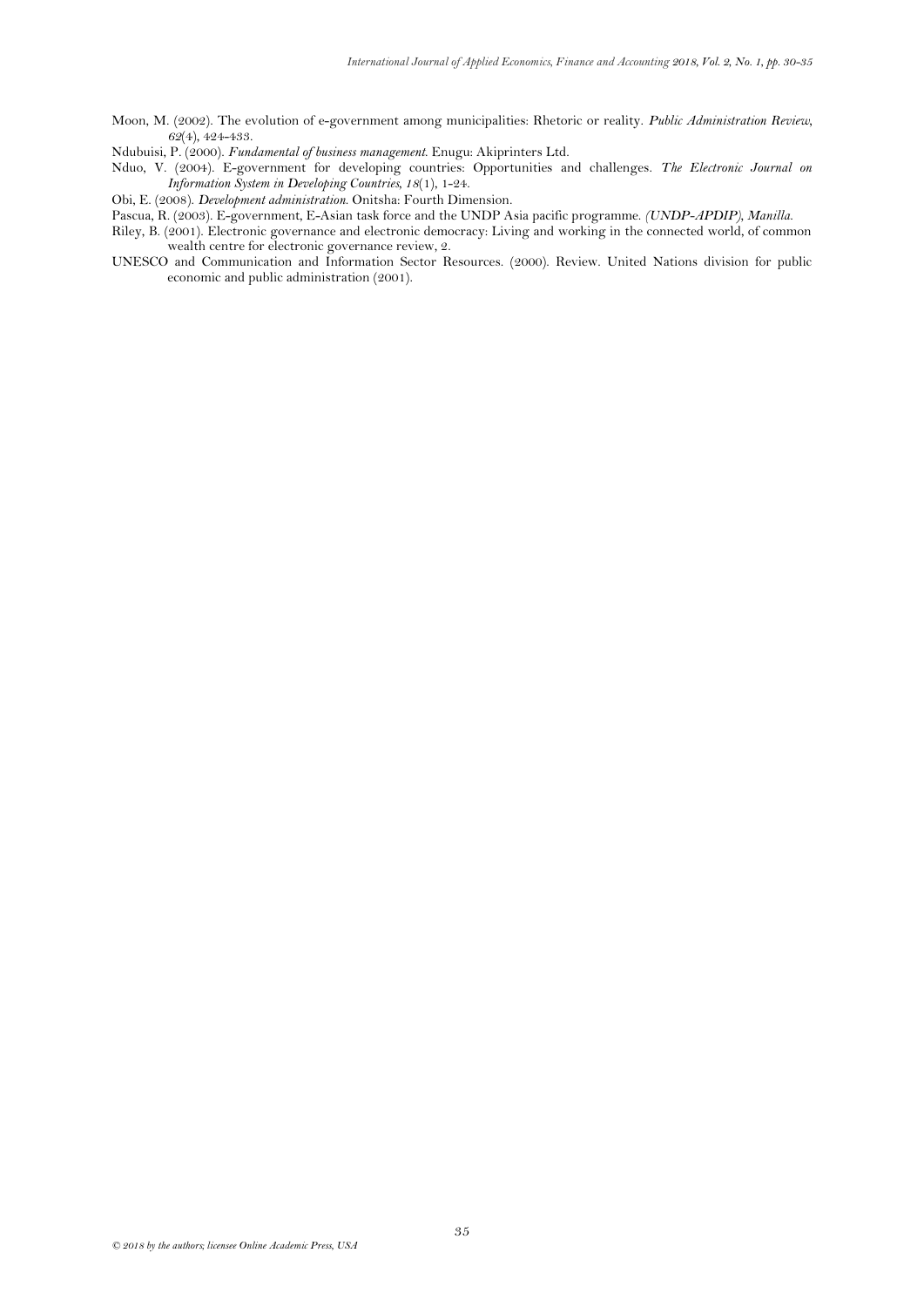Moon, M. (2002). The evolution of e-government among municipalities: Rhetoric or reality. *Public Administration Review, 62*(4), 424-433.

Ndubuisi, P. (2000). *Fundamental of business management*. Enugu: Akiprinters Ltd.

Nduo, V. (2004). E-government for developing countries: Opportunities and challenges. *The Electronic Journal on Information System in Developing Countries, 18*(1), 1-24.

Obi, E. (2008). *Development administration*. Onitsha: Fourth Dimension.

Pascua, R. (2003). E-government, E-Asian task force and the UNDP Asia pacific programme. *(UNDP-APDIP), Manilla.*

Riley, B. (2001). Electronic governance and electronic democracy: Living and working in the connected world, of common wealth centre for electronic governance review, 2.

UNESCO and Communication and Information Sector Resources. (2000). Review. United Nations division for public economic and public administration (2001).